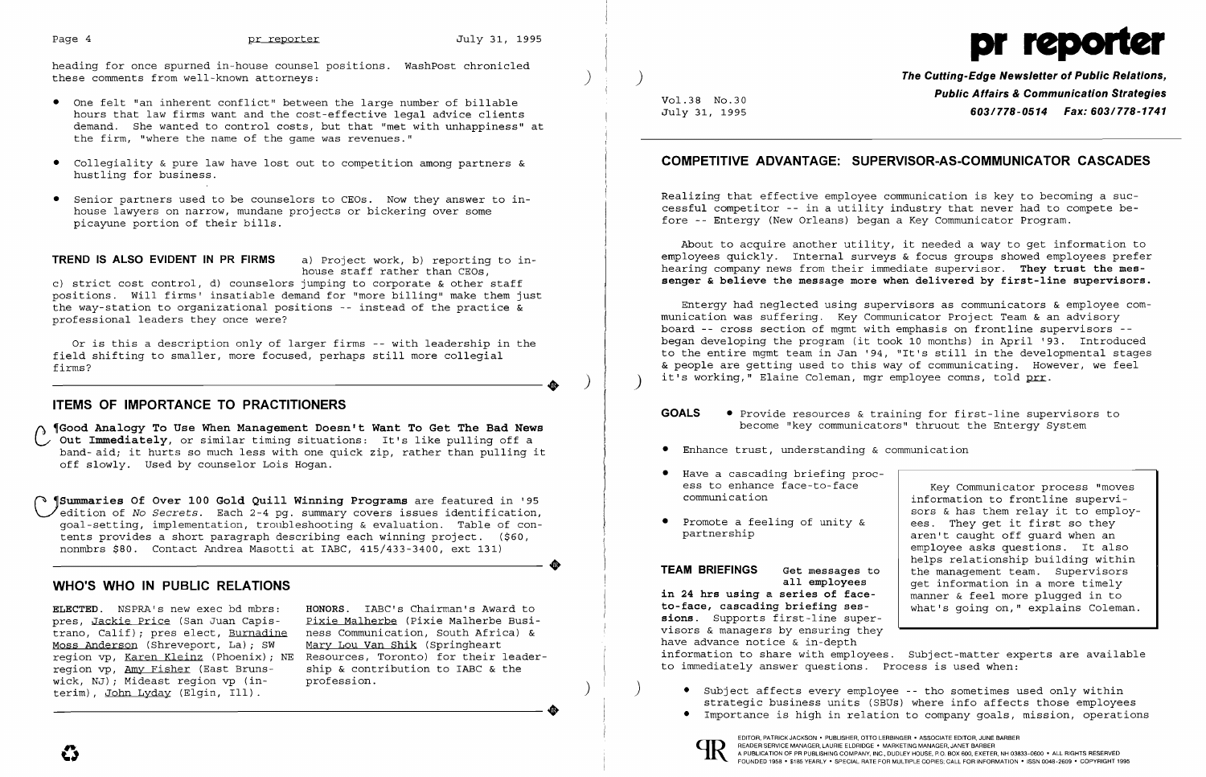heading for once spurned in-house counsel positions. WashPost chronicled these comments from well-known attorneys:

- One felt "an inherent conflict" between the large number of billable hours that law firms want and the cost-effective legal advice clients demand. She wanted to control costs, but that "met with unhappiness" at the firm, "where the name of the game was revenues."
- Collegiality & pure law have lost out to competition among partners & hustling for business.
- Senior partners used to be counselors to CEOs. Now they answer to in-house lawyers on narrow, mundane projects or bickering over some picayune portion of their bills.

**TREND IS ALSO EVIDENT IN PR FIRMS** a) Project work, b) reporting to in-house staff rather than CEOs, c) strict cost control, d) counselors jumping to corporate & other staff positions. Will firms' insatiable demand for "more billing" make them just the way-station to organizational positions -- instead of the practice & professional leaders they once were?

Or is this a description only of larger firms -- with leadership in the field shifting to smaller, more focused, perhaps still more collegial firms?

## ITEMS OF IMPORTANCE TO PRACTITIONERS

¶**Good Analogy To Use When Management Doesn't Want To Get The Bad News Out Immediately**, or similar timing situations: It's like pulling off a band-aid; it hurts so much less with one quick zip, rather than pulling it off slowly. Used by counselor Lois Hogan.

¶**Summaries Of Over 100 Gold Quill Winning Programs** are featured in '95 edition of *No Secrets*. Each 2-4 pg. summary covers issues identification, goal-setting, implementation, troubleshooting & evaluation. Table of contents provides a short paragraph describing each winning project. ($60, nonmbrs $80. Contact Andrea Masotti at IABC, 415/433-3400, ext 131)

## WHO'S WHO IN PUBLIC RELATIONS

**ELECTED**. NSPRA's new exec bd mbrs: pres, Jackie Price (San Juan Capistrano, Calif); pres elect, Burnadine Moss Anderson (Shreveport, La); SW region vp, Karen Kleinz (Phoenix); NE region vp, Amy Fisher (East Brunswick, NJ); Mideast region vp (interim), John Lyday (Elgin, Ill).

**HONORS**. IABC's Chairman's Award to Pixie Malherbe (Pixie Malherbe Business Communication, South Africa) & Mary Lou Van Shik (Springheart Resources, Toronto) for their leadership & contribution to IABC & the profession.

# pr reporter

**The Cutting-Edge Newsletter of Public Relations, Public Affairs & Communication Strategies**
**603/778-0514 Fax: 603/778-1741**

Vol.38 No.30
July 31, 1995

## COMPETITIVE ADVANTAGE: SUPERVISOR-AS-COMMUNICATOR CASCADES

Realizing that effective employee communication is key to becoming a successful competitor -- in a utility industry that never had to compete before -- Entergy (New Orleans) began a Key Communicator Program.

About to acquire another utility, it needed a way to get information to employees quickly. Internal surveys & focus groups showed employees prefer hearing company news from their immediate supervisor. **They trust the messenger & believe the message more when delivered by first-line supervisors.**

Entergy had neglected using supervisors as communicators & employee communication was suffering. Key Communicator Project Team & an advisory board -- cross section of mgmt with emphasis on frontline supervisors -- began developing the program (it took 10 months) in April '93. Introduced to the entire mgmt team in Jan '94, "It's still in the developmental stages & people are getting used to this way of communicating. However, we feel it's working," Elaine Coleman, mgr employee comns, told prr.

**GOALS**
- Provide resources & training for first-line supervisors to become "key communicators" thruout the Entergy System
- Enhance trust, understanding & communication
- Have a cascading briefing process to enhance face-to-face communication
- Promote a feeling of unity & partnership

> Key Communicator process "moves information to first-line supervisors & has them relay it to employees. They get it first so they aren't caught off guard when an employee asks questions. It also helps relationship building within the management team. Supervisors get information in a more timely manner & feel more plugged in to what's going on," explains Coleman.

**TEAM BRIEFINGS** **Get messages to all employees in 24 hrs using a series of face-to-face, cascading briefing sessions.** Supports first-line supervisors & managers by ensuring they have advance notice & in-depth information to share with employees. Subject-matter experts are available to immediately answer questions. Process is used when:

- Subject affects every employee -- tho sometimes used only within strategic business units (SBUs) where info affects those employees
- Importance is high in relation to company goals, mission, operations

EDITOR, PATRICK JACKSON • PUBLISHER, OTTO LERBINGER • ASSOCIATE EDITOR, JUNE BARBER
READER SERVICE MANAGER, LAURIE ELDRIDGE • MARKETING MANAGER, JANET BARBER
A PUBLICATION OF PR PUBLISHING COMPANY, INC., DUDLEY HOUSE, P.O. BOX 600, EXETER, NH 03833-0600 • ALL RIGHTS RESERVED
FOUNDED 1958 • $185 YEARLY • SPECIAL RATE FOR MULTIPLE COPIES: CALL FOR INFORMATION • ISSN 0048-2609 • COPYRIGHT 1995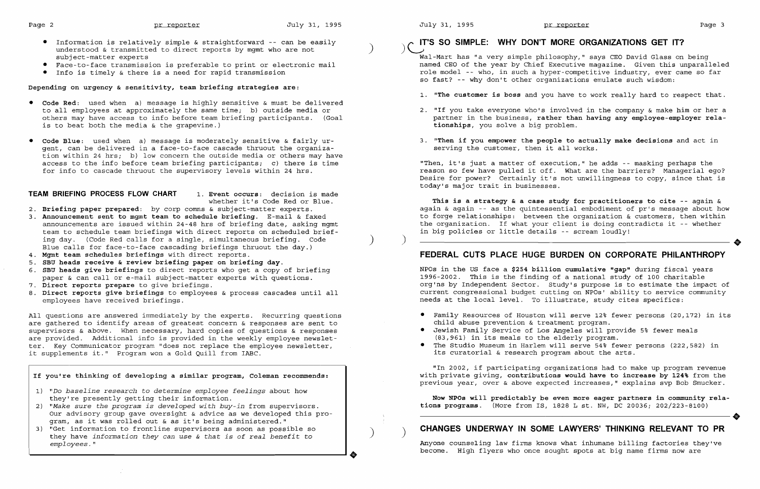- Information is relatively simple & straightforward -- can be easily understood & transmitted to direct reports by mgmt who are not subject-matter experts
- Face-to-face transmission is preferable to print or electronic mail
- Info is timely & there is a need for rapid transmission

**Depending on urgency & sensitivity, team briefing strategies are:**

- **Code Red**: used when a) message is highly sensitive & must be delivered to all employees at approximately the same time; b) outside media or others may have access to info before team briefing participants. (Goal is to beat both the media & the grapevine.)

- **Code Blue**: used when a) message is moderately sensitive & fairly urgent, can be delivered in a face-to-face cascade thruout the organization within 24 hrs; b) low concern the outside media or others may have access to the info before team briefing participants; c) there is time for info to cascade thruout the supervisory levels within 24 hrs.

**TEAM BRIEFING PROCESS FLOW CHART**

1. **Event occurs**: decision is made whether it's Code Red or Blue.
2. **Briefing paper prepared**: by corp comns & subject-matter experts.
3. **Announcement sent to mgmt team to schedule briefing.** E-mail & faxed announcements are issued within 24-48 hrs of briefing date, asking mgmt team to schedule team briefings with direct reports on scheduled briefing day. (Code Red calls for a single, simultaneous briefing. Code Blue calls for face-to-face cascading briefings thruout the day.)
4. **Mgmt team schedules briefings** with direct reports.
5. **SBU heads receive & review briefing paper on briefing day.**
6. **SBU heads give briefings** to direct reports who get a copy of briefing paper & can call or e-mail subject-matter experts with questions.
7. **Direct reports prepare** to give briefings.
8. **Direct reports give briefings** to employees & process cascades until all employees have received briefings.

All questions are answered immediately by the experts. Recurring questions are gathered to identify areas of greatest concern & responses are sent to supervisors & above. When necessary, hard copies of questions & responses are provided. Additional info is provided in the weekly employee newsletter. Key Communicator program "does not replace the employee newsletter, it supplements it." Program won a Gold Quill from IABC.

**If you're thinking of developing a similar program, Coleman recommends:**

1) "*Do baseline research to determine employee feelings* about how they're presently getting their information.
2) "*Make sure the program is developed with buy-in* from supervisors. Our advisory group gave oversight & advice as we developed this program, as it was rolled out & as it's being administered."
3) "Get information to frontline supervisors as soon as possible so they have *information they can use & that is of real benefit to employees.*"

## IT'S SO SIMPLE: WHY DON'T MORE ORGANIZATIONS GET IT?

Wal-Mart has "a very simple philosophy," says CEO David Glass on being named CEO of the year by Chief Executive magazine. Given this unparalleled role model -- who, in such a hyper-competitive industry, ever came so far so fast? -- why don't other organizations emulate such wisdom:

1. **"The customer is boss** and you have to work really hard to respect that.
2. "If you take everyone who's involved in the company & make him or her a partner in the business, **rather than having any employee-employer relationships**, you solve a big problem.
3. **"Then if you empower the people to actually make decisions** and act in serving the customer, then it all works.

"Then, it's just a matter of execution," he adds -- masking perhaps the reason so few have pulled it off. What are the barriers? Managerial ego? Desire for power? Certainly it's not unwillingness to copy, since that is today's major trait in businesses.

**This is a strategy & a case study for practitioners to cite** -- again & again & again -- as the quintessential embodiment of pr's message about how to forge relationships: between the organization & customers, then within the organization. If what your client is doing contradicts it -- whether in big policies or little details -- scream loudly!

## FEDERAL CUTS PLACE HUGE BURDEN ON CORPORATE PHILANTHROPY

NPOs in the US face a **$254 billion cumulative "gap"** during fiscal years 1996-2002. This is the finding of a national study of 100 charitable org'ns by Independent Sector. Study's purpose is to estimate the impact of current congressional budget cutting on NPOs' ability to service community needs at the local level. To illustrate, study cites specifics:

- Family Resources of Houston will serve 12% fewer persons (20,172) in its child abuse prevention & treatment program.
- Jewish Family Service of Los Angeles will provide 5% fewer meals (83,961) in its meals to the elderly program.
- The Studio Museum in Harlem will serve 54% fewer persons (222,582) in its curatorial & research program about the arts.

"In 2002, if participating organizations had to make up program revenue with private giving, **contributions would have to increase by 124%** from the previous year, over & above expected increases," explains svp Bob Smucker.

**Now NPOs will predictably be even more eager partners in community relations programs.** (More from IS, 1828 L st. NW, DC 20036; 202/223-8100)

## CHANGES UNDERWAY IN SOME LAWYERS' THINKING RELEVANT TO PR

Anyone counseling law firms knows what inhumane billing factories they've become. High flyers who once sought spots at big name firms now are